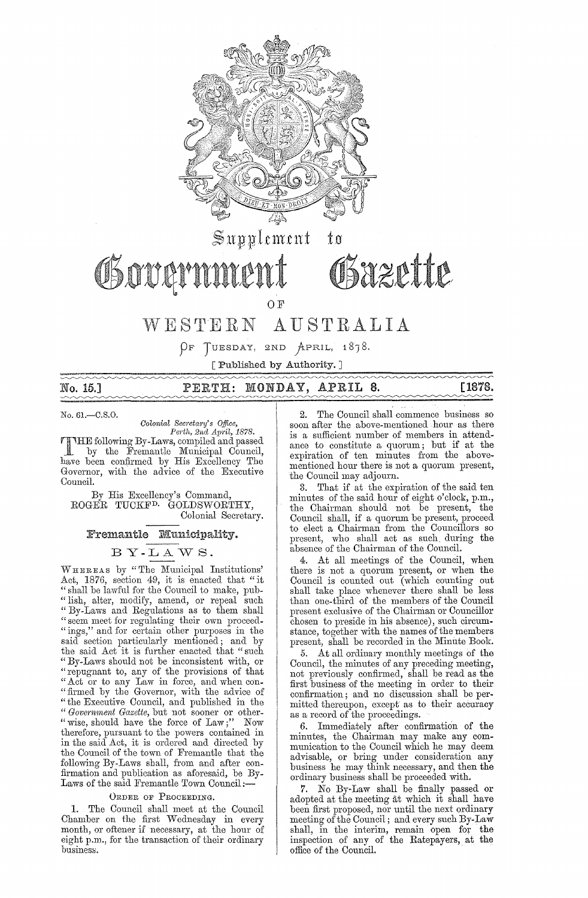# Supplement to Government Gazette OF WESTERN AUSTRALIA

OF TUESDAY, 2ND APRIL, 1878.

[ Published by Authority. ]

No. 15.] PERTH: MONDAY, APRIL 8. [1878.

No. 61.—C.S.O.

*Colonial Secretary's Office,*
*Perth, 2nd April, 1878.*

THE following By-Laws, compiled and passed by the Fremantle Municipal Council, have been confirmed by His Excellency The Governor, with the advice of the Executive Council.

By His Excellency's Command,
ROGER TUCKFD. GOLDSWORTHY,
Colonial Secretary.

## Fremantle Municipality.

## BY-LAWS.

WHEREAS by "The Municipal Institutions' Act, 1876, section 49, it is enacted that "it "shall be lawful for the Council to make, pub- "lish, alter, modify, amend, or repeal such "By-Laws and Regulations as to them shall "seem meet for regulating their own proceed- "ings," and for certain other purposes in the said section particularly mentioned; and by the said Act it is further enacted that "such "By-Laws should not be inconsistent with, or "repugnant to, any of the provisions of that "Act or to any Law in force, and when con- "firmed by the Governor, with the advice of "the Executive Council, and published in the "*Government Gazette*, but not sooner or other- "wise, should have the force of Law;" Now therefore, pursuant to the powers contained in in the said Act, it is ordered and directed by the Council of the town of Fremantle that the following By-Laws shall, from and after confirmation and publication as aforesaid, be By-Laws of the said Fremantle Town Council:—

### ORDER OF PROCEEDING.

1. The Council shall meet at the Council Chamber on the first Wednesday in every month, or oftener if necessary, at the hour of eight p.m., for the transaction of their ordinary business.

2. The Council shall commence business so soon after the above-mentioned hour as there is a sufficient number of members in attendance to constitute a quorum; but if at the expiration of ten minutes from the above-mentioned hour there is not a quorum present, the Council may adjourn.

3. That if at the expiration of the said ten minutes of the said hour of eight o'clock, p.m., the Chairman should not be present, the Council shall, if a quorum be present, proceed to elect a Chairman from the Councillors so present, who shall act as such during the absence of the Chairman of the Council.

4. At all meetings of the Council, when there is not a quorum present, or when the Council is counted out (which counting out shall take place whenever there shall be less than one-third of the members of the Council present exclusive of the Chairman or Councillor chosen to preside in his absence), such circumstance, together with the names of the members present, shall be recorded in the Minute Book.

5. At all ordinary monthly meetings of the Council, the minutes of any preceding meeting, not previously confirmed, shall be read as the first business of the meeting in order to their confirmation; and no discussion shall be permitted thereupon, except as to their accuracy as a record of the proceedings.

6. Immediately after confirmation of the minutes, the Chairman may make any communication to the Council which he may deem advisable, or bring under consideration any business he may think necessary, and then the ordinary business shall be proceeded with.

7. No By-Law shall be finally passed or adopted at the meeting at which it shall have been first proposed, nor until the next ordinary meeting of the Council; and every such By-Law shall, in the interim, remain open for the inspection of any of the Ratepayers, at the office of the Council.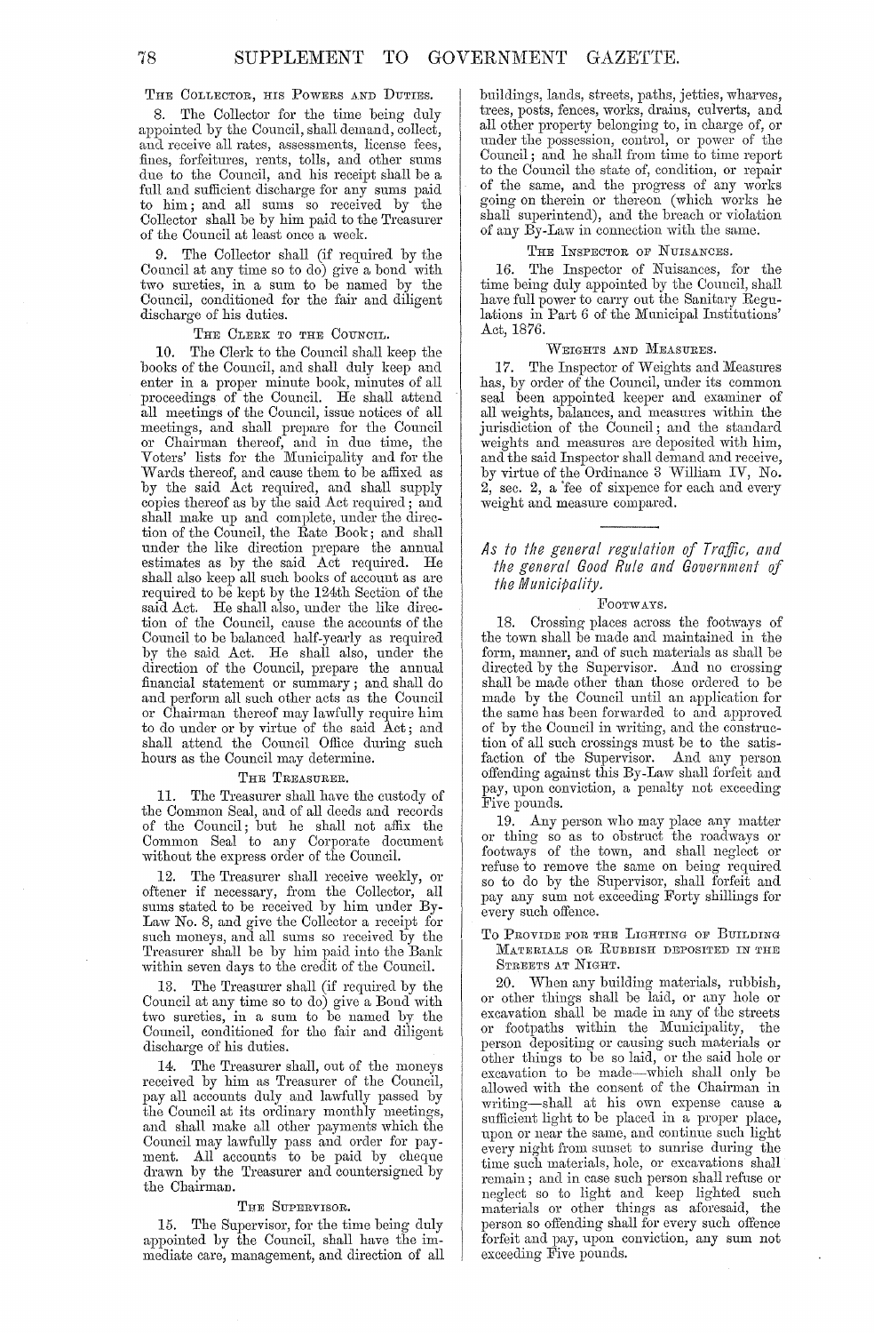### The Collector, his Powers and Duties.

8. The Collector for the time being duly appointed by the Council, shall demand, collect, and receive all rates, assessments, license fees, fines, forfeitures, rents, tolls, and other sums due to the Council, and his receipt shall be a full and sufficient discharge for any sums paid to him; and all sums so received by the Collector shall be by him paid to the Treasurer of the Council at least once a week.

9. The Collector shall (if required by the Council at any time so to do) give a bond with two sureties, in a sum to be named by the Council, conditioned for the fair and diligent discharge of his duties.

### The Clerk to the Council.

10. The Clerk to the Council shall keep the books of the Council, and shall duly keep and enter in a proper minute book, minutes of all proceedings of the Council. He shall attend all meetings of the Council, issue notices of all meetings, and shall prepare for the Council or Chairman thereof, and in due time, the Voters' lists for the Municipality and for the Wards thereof, and cause them to be affixed as by the said Act required, and shall supply copies thereof as by the said Act required; and shall make up and complete, under the direction of the Council, the Rate Book; and shall under the like direction prepare the annual estimates as by the said Act required. He shall also keep all such books of account as are required to be kept by the 124th Section of the said Act. He shall also, under the like direction of the Council, cause the accounts of the Council to be balanced half-yearly as required by the said Act. He shall also, under the direction of the Council, prepare the annual financial statement or summary; and shall do and perform all such other acts as the Council or Chairman thereof may lawfully require him to do under or by virtue of the said Act; and shall attend the Council Office during such hours as the Council may determine.

### The Treasurer.

11. The Treasurer shall have the custody of the Common Seal, and of all deeds and records of the Council; but he shall not affix the Common Seal to any Corporate document without the express order of the Council.

12. The Treasurer shall receive weekly, or oftener if necessary, from the Collector, all sums stated to be received by him under By-Law No. 8, and give the Collector a receipt for such moneys, and all sums so received by the Treasurer shall be by him paid into the Bank within seven days to the credit of the Council.

13. The Treasurer shall (if required by the Council at any time so to do) give a Bond with two sureties, in a sum to be named by the Council, conditioned for the fair and diligent discharge of his duties.

14. The Treasurer shall, out of the moneys received by him as Treasurer of the Council, pay all accounts duly and lawfully passed by the Council at its ordinary monthly meetings, and shall make all other payments which the Council may lawfully pass and order for payment. All accounts to be paid by cheque drawn by the Treasurer and countersigned by the Chairman.

### The Supervisor.

15. The Supervisor, for the time being duly appointed by the Council, shall have the immediate care, management, and direction of all buildings, lands, streets, paths, jetties, wharves, trees, posts, fences, works, drains, culverts, and all other property belonging to, in charge of, or under the possession, control, or power of the Council; and he shall from time to time report to the Council the state of, condition, or repair of the same, and the progress of any works going on therein or thereon (which works he shall superintend), and the breach or violation of any By-Law in connection with the same.

### The Inspector of Nuisances.

16. The Inspector of Nuisances, for the time being duly appointed by the Council, shall have full power to carry out the Sanitary Regulations in Part 6 of the Municipal Institutions' Act, 1876.

### Weights and Measures.

17. The Inspector of Weights and Measures has, by order of the Council, under its common seal been appointed keeper and examiner of all weights, balances, and measures within the jurisdiction of the Council; and the standard weights and measures are deposited with him, and the said Inspector shall demand and receive, by virtue of the Ordinance 3 William IV, No. 2, sec. 2, a fee of sixpence for each and every weight and measure compared.

---

## *As to the general regulation of Traffic, and the general Good Rule and Government of the Municipality.*

### Footways.

18. Crossing places across the footways of the town shall be made and maintained in the form, manner, and of such materials as shall be directed by the Supervisor. And no crossing shall be made by the Council until an application for the same has been forwarded to and approved of by the Council in writing, and the construction of all such crossings must be to the satisfaction of the Supervisor. And any person offending against this By-Law shall forfeit and pay, upon conviction, a penalty not exceeding Five pounds.

19. Any person who may place any matter or thing so as to obstruct the roadways or footways of the town, and shall neglect or refuse to remove the same on being required so to do by the Supervisor, shall forfeit and pay any sum not exceeding Forty shillings for every such offence.

### To Provide for the Lighting of Building Materials or Rubbish deposited in the Streets at Night.

20. When any building materials, rubbish, or other things shall be laid, or any hole or excavation shall be made in any of the streets or footpaths within the Municipality, the person depositing or causing such materials or other things to be so laid, or the said hole or excavation to be made—which shall only be allowed with the consent of the Chairman in writing—shall at his own expense cause a sufficient light to be placed in a proper place, upon or near the same, and continue such light every night from sunset to sunrise during the time such materials, hole, or excavations shall remain; and in case such person shall refuse or neglect so to light and keep lighted such materials or other things as aforesaid, the person so offending shall for every such offence forfeit and pay, upon conviction, any sum not exceeding Five pounds.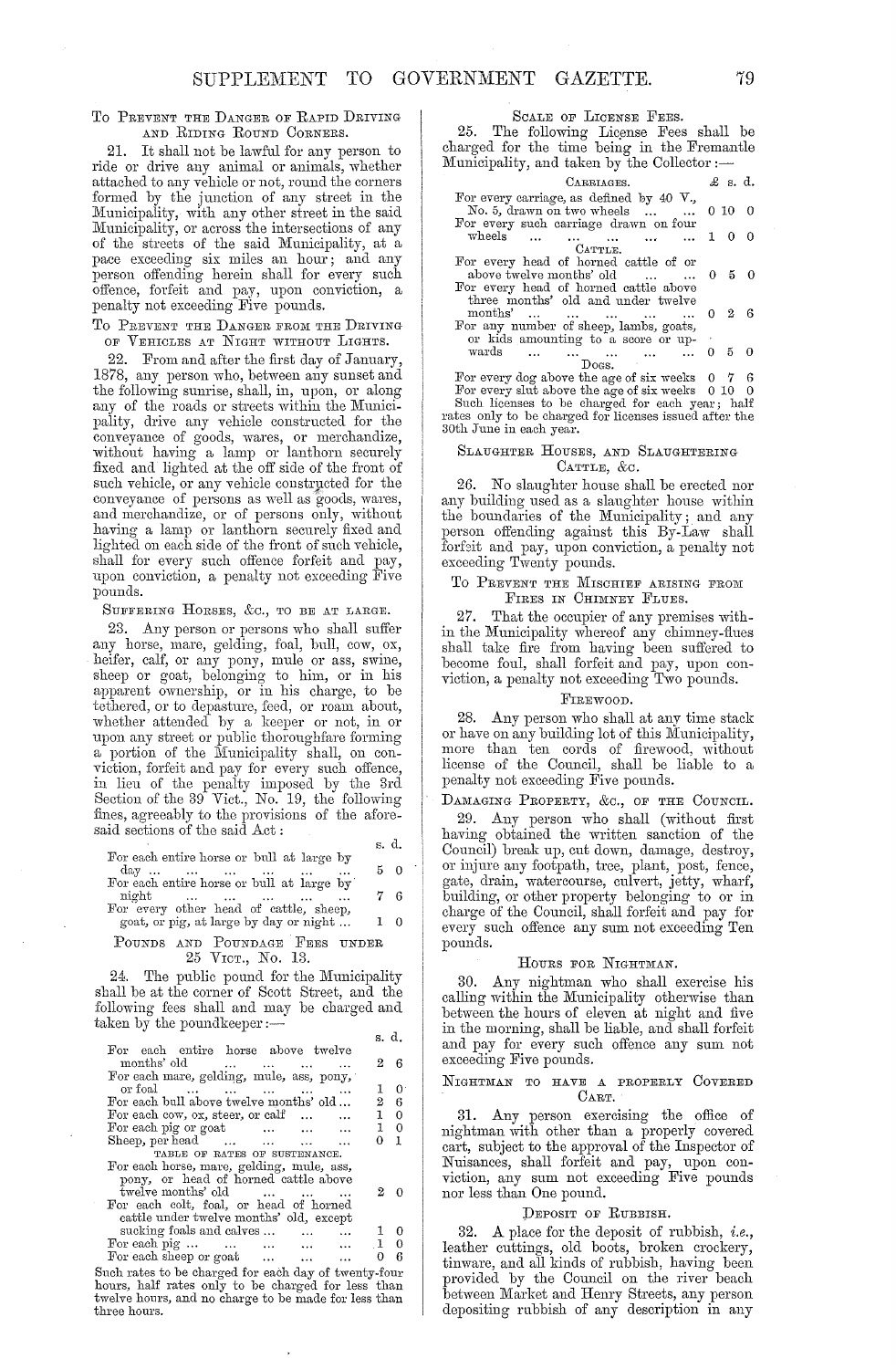### To Prevent the Danger of Rapid Driving and Riding Round Corners.

21. It shall not be lawful for any person to ride or drive any animal or animals, whether attached to any vehicle or not, round the corners formed by the junction of any street in the Municipality, with any other street in the said Municipality, or across the intersections of any of the streets of the said Municipality, at a pace exceeding six miles an hour; and any person offending herein shall for every such offence, forfeit and pay, upon conviction, a penalty not exceeding Five pounds.

### To Prevent the Danger from the Driving of Vehicles at Night without Lights.

22. From and after the first day of January, 1878, any person who, between any sunset and the following sunrise, shall, in, upon, or along any of the roads or streets within the Municipality, drive any vehicle constructed for the conveyance of goods, wares, or merchandize, without having a lamp or lanthorn securely fixed and lighted at the off side of the front of such vehicle, or any vehicle constructed for the conveyance of persons as well as goods, wares, and merchandize, or of persons only, without having a lamp or lanthorn securely fixed and lighted on each side of the front of such vehicle, shall for every such offence forfeit and pay, upon conviction, a penalty not exceeding Five pounds.

### Suffering Horses, &c., to be at Large.

23. Any person or persons who shall suffer any horse, mare, gelding, foal, bull, cow, ox, heifer, calf, or any pony, mule or ass, swine, sheep or goat, belonging to him, or in his apparent ownership, or in his charge, to be tethered, or to depasture, feed, or roam about, whether attended by a keeper or not, in or upon any street or public thoroughfare forming a portion of the Municipality shall, on conviction, forfeit and pay for every such offence, in lieu of the penalty imposed by the 3rd Section of the 39 Vict., No. 19, the following fines, agreeably to the provisions of the aforesaid sections of the said Act:

| | s. | d. |
|---|---|---|
| For each entire horse or bull at large by day ... | 5 | 0 |
| For each entire horse or bull at large by night ... | 7 | 6 |
| For every other head of cattle, sheep, goat, or pig, at large by day or night ... | 1 | 0 |

### Pounds and Poundage Fees under 25 Vict., No. 13.

24. The public pound for the Municipality shall be at the corner of Scott Street, and the following fees shall and may be charged and taken by the poundkeeper:—

| | s. | d. |
|---|---|---|
| For each entire horse above twelve months' old ... | 2 | 6 |
| For each mare, gelding, mule, ass, pony, or foal ... | 1 | 0 |
| For each bull above twelve months' old ... | 2 | 6 |
| For each cow, ox, steer, or calf ... | 1 | 0 |
| For each pig or goat ... | 1 | 0 |
| Sheep, per head ... | 0 | 1 |
| TABLE OF RATES OF SUSTENANCE. | | |
| For each horse, mare, gelding, mule, ass, pony, or head of horned cattle above twelve months' old ... | 2 | 0 |
| For each colt, foal, or head of horned cattle under twelve months' old, except sucking foals and calves ... | 1 | 0 |
| For each pig ... | 1 | 0 |
| For each sheep or goat ... | 0 | 6 |

Such rates to be charged for each day of twenty-four hours, half rates only to be charged for less than twelve hours, and no charge to be made for less than three hours.

### Scale of License Fees.

25. The following License Fees shall be charged for the time being in the Fremantle Municipality, and taken by the Collector:—

| | £ | s. | d. |
|---|---|---|---|
| CARRIAGES. | | | |
| For every carriage, as defined by 40 V., No. 5, drawn on two wheels ... | 0 | 10 | 0 |
| For every such carriage drawn on four wheels ... | 1 | 0 | 0 |
| CATTLE. | | | |
| For every head of horned cattle of or above twelve months' old ... | 0 | 5 | 0 |
| For every head of horned cattle above three months' old and under twelve months' ... | 0 | 2 | 6 |
| For any number of sheep, lambs, goats, or kids amounting to a score or upwards ... | 0 | 5 | 0 |
| DOGS. | | | |
| For every dog above the age of six weeks | 0 | 7 | 6 |
| For every slut above the age of six weeks | 0 | 10 | 0 |

Such licenses to be charged for each year; half rates only to be charged for licenses issued after the 30th June in each year.

### Slaughter Houses, and Slaughtering Cattle, &c.

26. No slaughter house shall be erected nor any building used as a slaughter house within the boundaries of the Municipality; and any person offending against this By-Law shall forfeit and pay, upon conviction, a penalty not exceeding Twenty pounds.

### To Prevent the Mischief arising from Fires in Chimney Flues.

27. That the occupier of any premises within the Municipality whereof any chimney-flues shall take fire from having been suffered to become foul, shall forfeit and pay, upon conviction, a penalty not exceeding Two pounds.

### Firewood.

28. Any person who shall at any time stack or have on any building lot of this Municipality, more than ten cords of firewood, without license of the Council, shall be liable to a penalty not exceeding Five pounds.

### Damaging Property, &c., of the Council.

29. Any person who shall (without first having obtained the written sanction of the Council) break up, cut down, damage, destroy, or injure any footpath, tree, plant, post, fence, gate, drain, watercourse, culvert, jetty, wharf, building, or other property belonging to or in charge of the Council, shall forfeit and pay for every such offence any sum not exceeding Ten pounds.

### Hours for Nightman.

30. Any nightman who shall exercise his calling within the Municipality otherwise than between the hours of eleven at night and five in the morning, shall be liable, and shall forfeit and pay for every such offence any sum not exceeding Five pounds.

### Nightman to have a properly Covered Cart.

31. Any person exercising the office of nightman with other than a properly covered cart, subject to the approval of the Inspector of Nuisances, shall forfeit and pay, upon conviction, any sum not exceeding Five pounds nor less than One pound.

### Deposit of Rubbish.

32. A place for the deposit of rubbish, *i.e.*, leather cuttings, old boots, broken crockery, tinware, and all kinds of rubbish, having been provided by the Council on the river beach between Market and Henry Streets, any person depositing rubbish of any description in any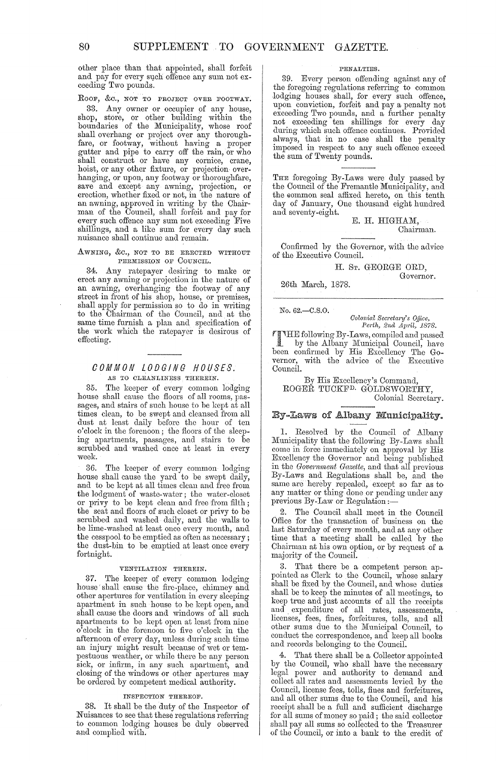other place than that appointed, shall forfeit and pay for every such offence any sum not exceeding Two pounds.

Roof, &c., not to project over footway.

33. Any owner or occupier of any house, shop, store, or other building within the boundaries of the Municipality, whose roof shall overhang or project over any thoroughfare, or footway, without having a proper gutter and pipe to carry off the rain, or who shall construct or have any cornice, crane, hoist, or any other fixture, or projection overhanging, or upon, any footway or thoroughfare, save and except any awning, projection, or erection, whether fixed or not, in the nature of an awning, approved in writing by the Chairman of the Council, shall forfeit and pay for every such offence any sum not exceeding Five shillings, and a like sum for every day such nuisance shall continue and remain.

Awning, &c., not to be erected without permission of Council.

34. Any ratepayer desiring to make or erect any awning or projection in the nature of an awning, overhanging the footway of any street in front of his shop, house, or premises, shall apply for permission so to do in writing to the Chairman of the Council, and at the same time furnish a plan and specification of the work which the ratepayer is desirous of effecting.

---

## *COMMON LODGING HOUSES.*

AS TO CLEANLINESS THEREIN.

35. The keeper of every common lodging house shall cause the floors of all rooms, passages, and stairs of such house to be kept at all times clean, to be swept and cleansed from all dust at least daily before the hour of ten o'clock in the forenoon; the floors of the sleeping apartments, passages, and stairs to be scrubbed and washed once at least in every week.

36. The keeper of every common lodging house shall cause the yard to be swept daily, and to be kept at all times clean and free from the lodgment of waste-water; the water-closet or privy to be kept clean and free from filth; the seat and floors of such closet or privy to be scrubbed and washed daily, and the walls to be lime-washed at least once every month, and the cesspool to be emptied as often as necessary; the dust-bin to be emptied at least once every fortnight.

VENTILATION THEREIN.

37. The keeper of every common lodging house shall cause the fire-place, chimney and other apertures for ventilation in every sleeping apartment in such house to be kept open, and shall cause the doors and windows of all such apartments to be kept open at least from nine o'clock in the forenoon to five o'clock in the afternoon of every day, unless during such time an injury might result because of wet or tempestuous weather, or while there be any person sick, or infirm, in any such apartment, and closing of the windows or other apertures may be ordered by competent medical authority.

INSPECTION THEREOF.

38. It shall be the duty of the Inspector of Nuisances to see that these regulations referring to common lodging houses be duly observed and complied with.

PENALTIES.

39. Every person offending against any of the foregoing regulations referring to common lodging houses shall, for every such offence, upon conviction, forfeit and pay a penalty not exceeding Two pounds, and a further penalty not exceeding ten shillings for every day during which such offence continues. Provided always, that in no case shall the penalty imposed in respect to any such offence exceed the sum of Twenty pounds.

---

The foregoing By-Laws were duly passed by the Council of the Fremantle Municipality, and the common seal affixed hereto, on this tenth day of January, One thousand eight hundred and seventy-eight.

E. H. HIGHAM,
Chairman.

Confirmed by the Governor, with the advice of the Executive Council.

H. St. GEORGE ORD,
Governor.

26th March, 1878.

---

No. 62.—C.S.O.

*Colonial Secretary's Office,*
*Perth, 2nd April, 1878.*

THE following By-Laws, compiled and passed by the Albany Municipal Council, have been confirmed by His Excellency The Governor, with the advice of the Executive Council.

By His Excellency's Command,
ROGER TUCKFD. GOLDSWORTHY,
Colonial Secretary.

## By-Laws of Albany Municipality.

1. Resolved by the Council of Albany Municipality that the following By-Laws shall come in force immediately on approval by His Excellency the Governor and being published in the *Government Gazette*, and that all previous By-Laws and Regulations shall be, and the same are hereby repealed, except so far as to any matter or thing done or pending under any previous By-Law or Regulation:—

2. The Council shall meet in the Council Office for the transaction of business on the last Saturday of every month, and at any other time that a meeting shall be called by the Chairman at his own option, or by request of a majority of the Council.

3. That there be a competent person appointed as Clerk to the Council, whose salary shall be fixed by the Council, and whose duties shall be to keep the minutes of all meetings, to keep true and just accounts of all the receipts and expenditure of all rates, assessments, licenses, fees, fines, forfeitures, tolls, and all other sums due to the Municipal Council, to conduct the correspondence, and keep all books and records belonging to the Council.

4. That there shall be a Collector appointed by the Council, who shall have the necessary legal power and authority to demand and collect all rates and assessments levied by the Council, license fees, tolls, fines and forfeitures, and all other sums due to the Council, and his receipt shall be a full and sufficient discharge for all sums of money so paid; the said collector shall pay all sums so collected to the Treasurer of the Council, or into a bank to the credit of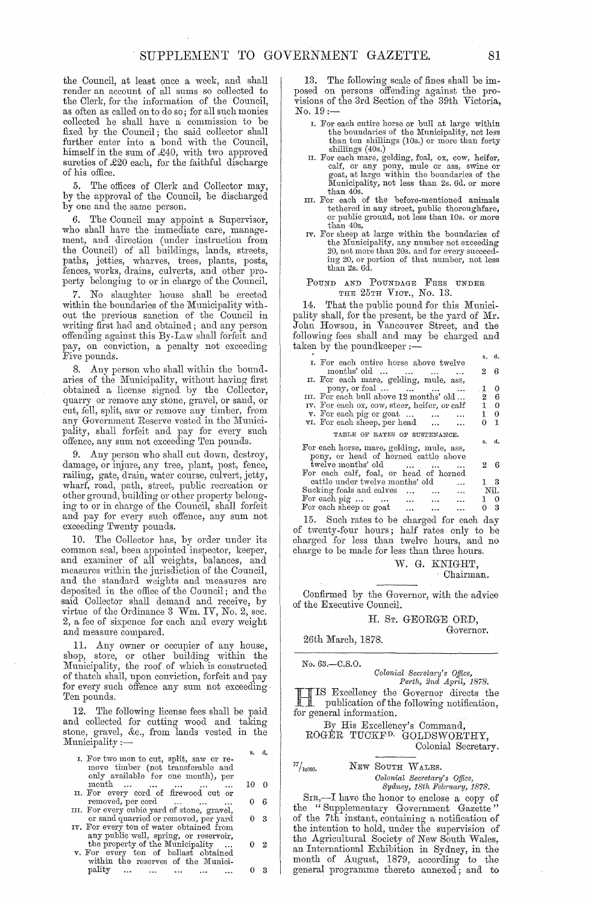the Council, at least once a week, and shall render an account of all sums so collected to the Clerk, for the information of the Council, as often as called on to do so; for all such monies collected he shall have a commission to be fixed by the Council; the said collector shall further enter into a bond with the Council, himself in the sum of £40, with two approved sureties of £20 each, for the faithful discharge of his office.

5. The offices of Clerk and Collector may, by the approval of the Council, be discharged by one and the same person.

6. The Council may appoint a Supervisor, who shall have the immediate care, management, and direction (under instruction from the Council) of all buildings, lands, streets, paths, jetties, wharves, trees, plants, posts, fences, works, drains, culverts, and other property belonging to or in charge of the Council.

7. No slaughter house shall be erected within the boundaries of the Municipality without the previous sanction of the Council in writing first had and obtained; and any person offending against this By-Law shall forfeit and pay, on conviction, a penalty not exceeding Five pounds.

8. Any person who shall within the boundaries of the Municipality, without having first obtained a license signed by the Collector, quarry or remove any stone, gravel, or sand, or cut, fell, split, saw or remove any timber, from any Government Reserve vested in the Municipality, shall forfeit and pay for every such offence, any sum not exceeding Ten pounds.

9. Any person who shall cut down, destroy, damage, or injure, any tree, plant, post, fence, railing, gate, drain, water course, culvert, jetty, wharf, road, path, street, public recreation or other ground, building or other property belonging to or in charge of the Council, shall forfeit and pay for every such offence, any sum not exceeding Twenty pounds.

10. The Collector has, by order under its common seal, been appointed inspector, keeper, and examiner of all weights, balances, and measures within the jurisdiction of the Council, and the standard weights and measures are deposited in the office of the Council; and the said Collector shall demand and receive, by virtue of the Ordinance 3 Wm. IV, No. 2, sec. 2, a fee of sixpence for each and every weight and measure compared.

11. Any owner or occupier of any house, shop, store, or other building within the Municipality, the roof of which is constructed of thatch shall, upon conviction, forfeit and pay for every such offence any sum not exceeding Ten pounds.

12. The following license fees shall be paid and collected for cutting wood and taking stone, gravel, &c., from lands vested in the Municipality:—

| | s. | d. |
|---|---|---|
| I. For two men to cut, split, saw or remove timber (not transferable and only available for one month), per month ... ... ... ... ... | 10 | 0 |
| II. For every cord of firewood cut or removed, per cord ... ... ... | 0 | 6 |
| III. For every cubic yard of stone, gravel, or sand quarried or removed, per yard | 0 | 3 |
| IV. For every ton of water obtained from any public well, spring, or reservoir, the property of the Municipality ... | 0 | 2 |
| V. For every ton of ballast obtained within the reserves of the Municipality ... ... ... ... ... | 0 | 3 |

13. The following scale of fines shall be imposed on persons offending against the provisions of the 3rd Section of the 39th Victoria, No. 19:—

I. For each entire horse or bull at large within the boundaries of the Municipality, not less than ten shillings (10s.) or more than forty shillings (40s.)

II. For each mare, gelding, foal, ox, cow, heifer, calf, or any pony, mule or ass, swine or goat, at large within the boundaries of the Municipality, not less than 2s. 6d. or more than 40s.

III. For each of the before-mentioned animals tethered in any street, public thoroughfare, or public ground, not less than 10s. or more than 40s.

IV. For sheep at large within the boundaries of the Municipality, any number not exceeding 20, not more than 20s. and for every succeeding 20, or portion of that number, not less than 2s. 6d.

Pound and Poundage Fees under the 25th Vict., No. 13.

14. That the public pound for this Municipality shall, for the present, be the yard of Mr. John Howson, in Vancouver Street, and the following fees shall and may be charged and taken by the poundkeeper:—

| | s. | d. |
|---|---|---|
| I. For each entire horse above twelve months' old ... ... ... ... | 2 | 6 |
| II. For each mare, gelding, mule, ass, pony, or foal ... ... ... ... | 1 | 0 |
| III. For each bull above 12 months' old ... | 2 | 6 |
| IV. For each ox, cow, steer, heifer, or calf | 1 | 0 |
| V. For each pig or goat ... ... ... | 1 | 0 |
| VI. For each sheep, per head ... ... | 0 | 1 |

TABLE OF RATES OF SUSTENANCE.

| | s. | d. |
|---|---|---|
| For each horse, mare, gelding, mule, ass, pony, or head of horned cattle above twelve months' old ... ... ... | 2 | 6 |
| For each calf, foal, or head of horned cattle under twelve months' old ... | 1 | 3 |
| Sucking foals and calves ... ... ... | Nil. | |
| For each pig ... ... ... ... ... | 1 | 0 |
| For each sheep or goat ... ... ... | 0 | 3 |

15. Such rates to be charged for each day of twenty-four hours; half rates only to be charged for less than twelve hours, and no charge to be made for less than three hours.

W. G. KNIGHT,
Chairman.

Confirmed by the Governor, with the advice of the Executive Council.

H. St. GEORGE ORD,
Governor.

26th March, 1878.

---

No. 63.—C.S.O.

*Colonial Secretary's Office,*
*Perth, 2nd April, 1878.*

HIS Excellency the Governor directs the publication of the following notification, for general information.

By His Excellency's Command,
ROGER TUCKFD. GOLDSWORTHY,
Colonial Secretary.

---

77/10500. NEW SOUTH WALES.

*Colonial Secretary's Office,*
*Sydney, 18th February, 1878.*

SIR,—I have the honor to enclose a copy of the "Supplementary Government Gazette" of the 7th instant, containing a notification of the intention to hold, under the supervision of the Agricultural Society of New South Wales, an International Exhibition in Sydney, in the month of August, 1879, according to the general programme thereto annexed; and to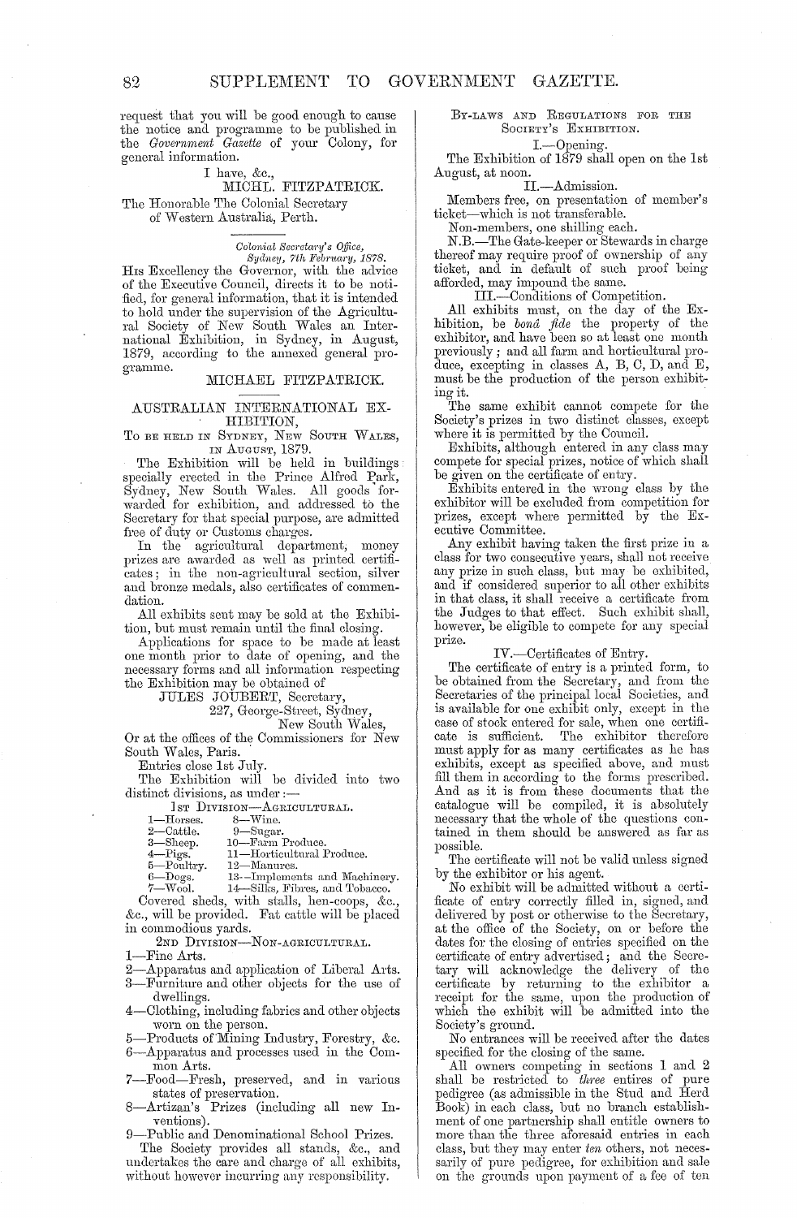request that you will be good enough to cause the notice and programme to be published in the *Government Gazette* of your Colony, for general information.

I have, &c.,
MICHL. FITZPATRICK.

The Honorable The Colonial Secretary
of Western Australia, Perth.

---

*Colonial Secretary's Office,*
*Sydney, 7th February, 1878.*

His Excellency the Governor, with the advice of the Executive Council, directs it to be notified, for general information, that it is intended to hold under the supervision of the Agricultural Society of New South Wales an International Exhibition, in Sydney, in August, 1879, according to the annexed general programme.

MICHAEL FITZPATRICK.

---

## AUSTRALIAN INTERNATIONAL EXHIBITION,

### To be held in Sydney, New South Wales, in August, 1879.

The Exhibition will be held in buildings specially erected in the Prince Alfred Park, Sydney, New South Wales. All goods forwarded for exhibition, and addressed to the Secretary for that special purpose, are admitted free of duty or Customs charges.

In the agricultural department, money prizes are awarded as well as printed certificates; in the non-agricultural section, silver and bronze medals, also certificates of commendation.

All exhibits sent may be sold at the Exhibition, but must remain until the final closing.

Applications for space to be made at least one month prior to date of opening, and the necessary forms and all information respecting the Exhibition may be obtained of

JULES JOUBERT, Secretary,
227, George-Street, Sydney,
New South Wales,

Or at the offices of the Commissioners for New South Wales, Paris.

Entries close 1st July.

The Exhibition will be divided into two distinct divisions, as under:—

1st Division—Agricultural.

1—Horses.
2—Cattle.
3—Sheep.
4—Pigs.
5—Poultry.
6—Dogs.
7—Wool.
8—Wine.
9—Sugar.
10—Farm Produce.
11—Horticultural Produce.
12—Manures.
13—Implements and Machinery.
14—Silks, Fibres, and Tobacco.

Covered sheds, with stalls, hen-coops, &c., &c., will be provided. Fat cattle will be placed in commodious yards.

2nd Division—Non-agricultural.

1—Fine Arts.
2—Apparatus and application of Liberal Arts.
3—Furniture and other objects for the use of dwellings.
4—Clothing, including fabrics and other objects worn on the person.
5—Products of Mining Industry, Forestry, &c.
6—Apparatus and processes used in the Common Arts.
7—Food—Fresh, preserved, and in various states of preservation.
8—Artizan's Prizes (including all new Inventions).
9—Public and Denominational School Prizes.

The Society provides all stands, &c., and undertakes the care and charge of all exhibits, without however incurring any responsibility.

### By-laws and Regulations for the Society's Exhibition.

I.—Opening.

The Exhibition of 1879 shall open on the 1st August, at noon.

II.—Admission.

Members free, on presentation of member's ticket—which is not transferable.

Non-members, one shilling each.

N.B.—The Gate-keeper or Stewards in charge thereof may require proof of ownership of any ticket, and in default of such proof being afforded, may impound the same.

III.—Conditions of Competition.

All exhibits must, on the day of the Exhibition, be *bonâ fide* the property of the exhibitor, and have been so at least one month previously; and all farm and horticultural produce, excepting in classes A, B, C, D, and E, must be the production of the person exhibiting it.

The same exhibit cannot compete for the Society's prizes in two distinct classes, except where it is permitted by the Council.

Exhibits, although entered in any class may compete for special prizes, notice of which shall be given on the certificate of entry.

Exhibits entered in the wrong class by the exhibitor will be excluded from competition for prizes, except where permitted by the Executive Committee.

Any exhibit having taken the first prize in a class for two consecutive years, shall not receive any prize in such class, but may be exhibited, and if considered superior to all other exhibits in that class, it shall receive a certificate from the Judges to that effect. Such exhibit shall, however, be eligible to compete for any special prize.

IV.—Certificates of Entry.

The certificate of entry is a printed form, to be obtained from the Secretary, and from the Secretaries of the principal local Societies, and is available for one exhibit only, except in the case of stock entered for sale, when one certificate is sufficient. The exhibitor therefore must apply for as many certificates as he has exhibits, except as specified above, and must fill them in according to the forms prescribed. And as it is from these documents that the catalogue will be compiled, it is absolutely necessary that the whole of the questions contained in them should be answered as far as possible.

The certificate will not be valid unless signed by the exhibitor or his agent.

No exhibit will be admitted without a certificate of entry correctly filled in, signed, and delivered by post or otherwise to the Secretary, at the office of the Society, on or before the dates for the closing of entries specified on the certificate of entry advertised; and the Secretary will acknowledge the delivery of the certificate by returning to the exhibitor a receipt for the same, upon the production of which the exhibit will be admitted into the Society's ground.

No entrances will be received after the dates specified for the closing of the same.

All owners competing in sections 1 and 2 shall be restricted to *three* entires of pure pedigree (as admissible in the Stud and Herd Book) in each class, but no branch establishment of one partnership shall entitle owners to more than the three aforesaid entries in each class, but they may enter *ten* others, not necessarily of pure pedigree, for exhibition and sale on the grounds upon payment of a fee of ten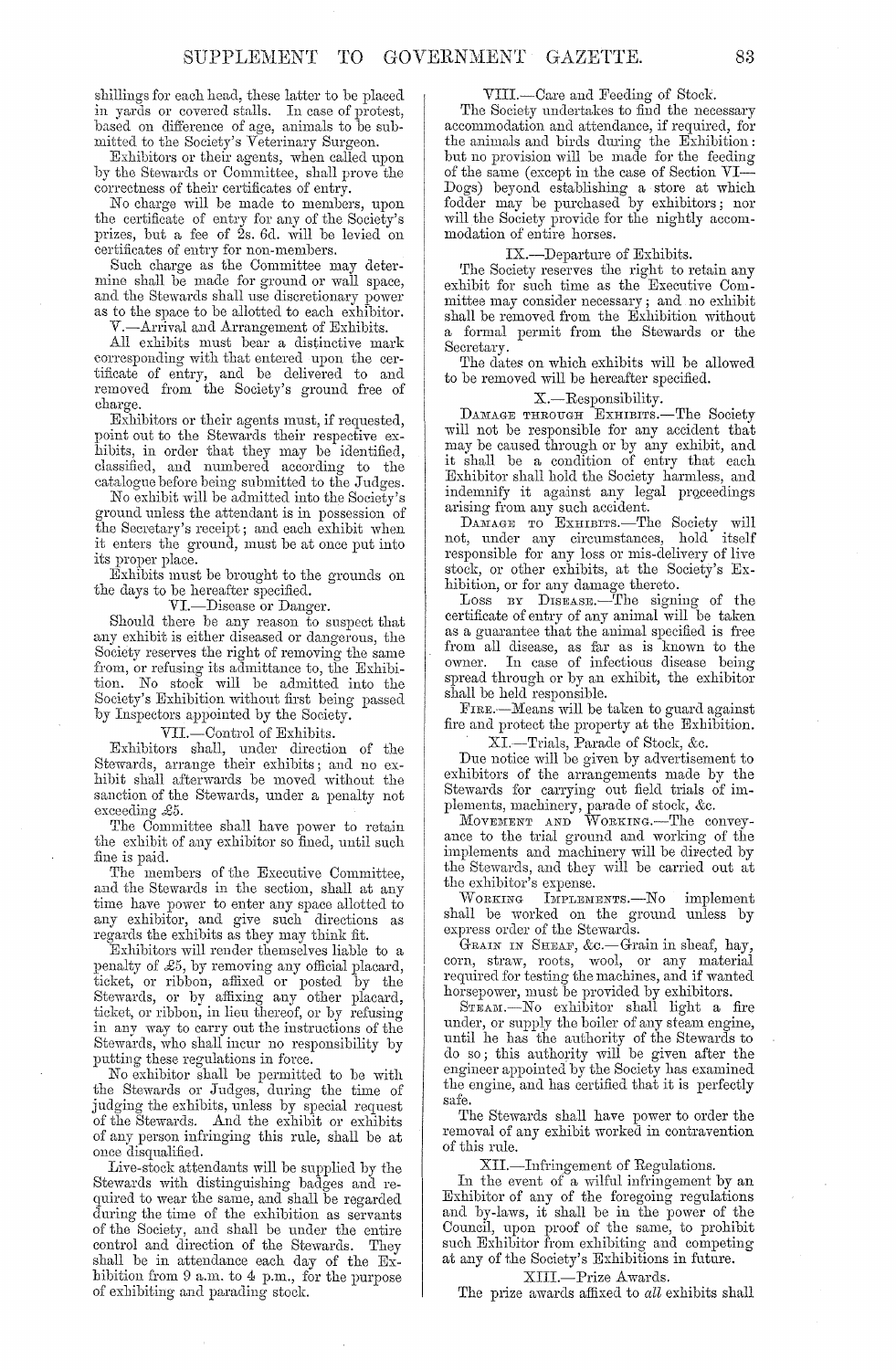shillings for each head, these latter to be placed in yards or covered stalls. In case of protest, based on difference of age, animals to be submitted to the Society's Veterinary Surgeon.

Exhibitors or their agents, when called upon by the Stewards or Committee, shall prove the correctness of their certificates of entry.

No charge will be made to members, upon the certificate of entry for any of the Society's prizes, but a fee of 2s. 6d. will be levied on certificates of entry for non-members.

Such charge as the Committee may determine shall be made for ground or wall space, and the Stewards shall use discretionary power as to the space to be allotted to each exhibitor.

V.—Arrival and Arrangement of Exhibits.

All exhibits must bear a distinctive mark corresponding with that entered upon the certificate of entry, and be delivered to and removed from the Society's ground free of charge.

Exhibitors or their agents must, if requested, point out to the Stewards their respective exhibits, in order that they may be identified, classified, and numbered according to the catalogue before being submitted to the Judges.

No exhibit will be admitted into the Society's ground unless the attendant is in possession of the Secretary's receipt; and each exhibit when it enters the ground, must be at once put into its proper place.

Exhibits must be brought to the grounds on the days to be hereafter specified.

VI.—Disease or Danger.

Should there be any reason to suspect that any exhibit is either diseased or dangerous, the Society reserves the right of removing the same from, or refusing its admittance to, the Exhibition. No stock will be admitted into the Society's Exhibition without first being passed by Inspectors appointed by the Society.

VII.—Control of Exhibits.

Exhibitors shall, under direction of the Stewards, arrange their exhibits; and no exhibit shall afterwards be moved without the sanction of the Stewards, under a penalty not exceeding £5.

The Committee shall have power to retain the exhibit of any exhibitor so fined, until such fine is paid.

The members of the Executive Committee, and the Stewards in the section, shall at any time have power to enter any space allotted to any exhibitor, and give such directions as regards the exhibits as they may think fit.

Exhibitors will render themselves liable to a penalty of £5, by removing any official placard, ticket, or ribbon, affixed or posted by the Stewards, or by affixing any other placard, ticket, or ribbon, in lieu thereof, or by refusing in any way to carry out the instructions of the Stewards, who shall incur no responsibility by putting these regulations in force.

No exhibitor shall be permitted to be with the Stewards or Judges, during the time of judging the exhibits, unless by special request of the Stewards. And the exhibit or exhibits of any person infringing this rule, shall be at once disqualified.

Live-stock attendants will be supplied by the Stewards with distinguishing badges and required to wear the same, and shall be regarded during the time of the exhibition as servants of the Society, and shall be under the entire control and direction of the Stewards. They shall be in attendance each day of the Exhibition from 9 a.m. to 4 p.m., for the purpose of exhibiting and parading stock.

VIII.—Care and Feeding of Stock.

The Society undertakes to find the necessary accommodation and attendance, if required, for the animals and birds during the Exhibition: but no provision will be made for the feeding of the same (except in the case of Section VI—Dogs) beyond establishing a store at which fodder may be purchased by exhibitors; nor will the Society provide for the nightly accommodation of entire horses.

IX.—Departure of Exhibits.

The Society reserves the right to retain any exhibit for such time as the Executive Committee may consider necessary; and no exhibit shall be removed from the Exhibition without a formal permit from the Stewards or the Secretary.

The dates on which exhibits will be allowed to be removed will be hereafter specified.

X.—Responsibility.

Damage through Exhibits.—The Society will not be responsible for any accident that may be caused through or by any exhibit, and it shall be a condition of entry that each Exhibitor shall hold the Society harmless, and indemnify it against any legal proceedings arising from any such accident.

Damage to Exhibits.—The Society will not, under any circumstances, hold itself responsible for any loss or mis-delivery of live stock, or other exhibits, at the Society's Exhibition, or for any damage thereto.

Loss by Disease.—The signing of the certificate of entry of any animal will be taken as a guarantee that the animal specified is free from all disease, as far as is known to the owner. In case of infectious disease being spread through or by an exhibit, the exhibitor shall be held responsible.

Fire.—Means will be taken to guard against fire and protect the property at the Exhibition.

XI.—Trials, Parade of Stock, &c.

Due notice will be given by advertisement to exhibitors of the arrangements made by the Stewards for carrying out field trials of implements, machinery, parade of stock, &c.

Movement and Working.—The conveyance to the trial ground and working of the implements and machinery will be directed by the Stewards, and they will be carried out at the exhibitor's expense.

Working Implements.—No implement shall be worked on the ground unless by express order of the Stewards.

Grain in Sheaf, &c.—Grain in sheaf, hay, corn, straw, roots, wool, or any material required for testing the machines, and if wanted horsepower, must be provided by exhibitors.

Steam.—No exhibitor shall light a fire under, or supply the boiler of any steam engine, until he has the authority of the Stewards to do so; this authority will be given after the engineer appointed by the Society has examined the engine, and has certified that it is perfectly safe.

The Stewards shall have power to order the removal of any exhibit worked in contravention of this rule.

XII.—Infringement of Regulations.

In the event of a wilful infringement by an Exhibitor of any of the foregoing regulations and by-laws, it shall be in the power of the Council, upon proof of the same, to prohibit such Exhibitor from exhibiting and competing at any of the Society's Exhibitions in future.

XIII.—Prize Awards.

The prize awards affixed to *all* exhibits shall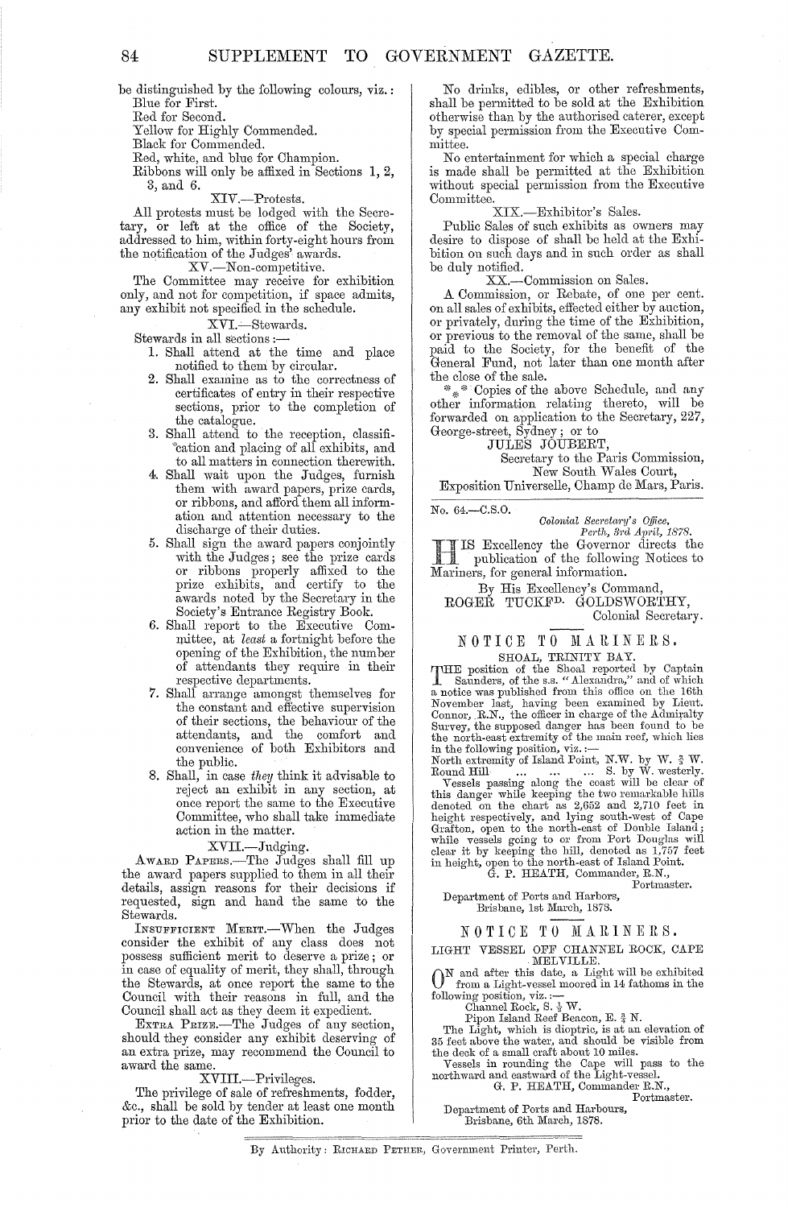be distinguished by the following colours, viz.:

Blue for First.
Red for Second.
Yellow for Highly Commended.
Black for Commended.
Red, white, and blue for Champion.
Ribbons will only be affixed in Sections 1, 2, 3, and 6.

### XIV.—Protests.

All protests must be lodged with the Secretary, or left at the office of the Society, addressed to him, within forty-eight hours from the notification of the Judges' awards.

### XV.—Non-competitive.

The Committee may receive for exhibition only, and not for competition, if space admits, any exhibit not specified in the schedule.

### XVI.—Stewards.

Stewards in all sections:—

1. Shall attend at the time and place notified to them by circular.
2. Shall examine as to the correctness of certificates of entry in their respective sections, prior to the completion of the catalogue.
3. Shall attend to the reception, classification and placing of all exhibits, and to all matters in connection therewith.
4. Shall wait upon the Judges, furnish them with award papers, prize cards, or ribbons, and afford them all information and attention necessary to the discharge of their duties.
5. Shall sign the award papers conjointly with the Judges; see the prize cards or ribbons properly affixed to the prize exhibits, and certify to the awards noted by the Secretary in the Society's Entrance Registry Book.
6. Shall report to the Executive Committee, at *least* a fortnight before the opening of the Exhibition, the number of attendants they require in their respective departments.
7. Shall arrange amongst themselves for the constant and effective supervision of their sections, the behaviour of the attendants, and the comfort and convenience of both Exhibitors and the public.
8. Shall, in case *they* think it advisable to reject an exhibit in any section, at once report the same to the Executive Committee, who shall take immediate action in the matter.

### XVII.—Judging.

AWARD PAPERS.—The Judges shall fill up the award papers supplied to them in all their details, assign reasons for their decisions if requested, sign and hand the same to the Stewards.

INSUFFICIENT MERIT.—When the Judges consider the exhibit of any class does not possess sufficient merit to deserve a prize; or in case of equality of merit, they shall, through the Stewards, at once report the same to the Council with their reasons in full, and the Council shall act as they deem it expedient.

EXTRA PRIZE.—The Judges of any section, should they consider any exhibit deserving of an extra prize, may recommend the Council to award the same.

### XVIII.—Privileges.

The privilege of sale of refreshments, fodder, &c., shall be sold by tender at least one month prior to the date of the Exhibition.

No drinks, edibles, or other refreshments, shall be permitted to be sold at the Exhibition otherwise than by the authorised caterer, except by special permission from the Executive Committee.

No entertainment for which a special charge is made shall be permitted at the Exhibition without special permission from the Executive Committee.

### XIX.—Exhibitor's Sales.

Public Sales of such exhibits as owners may desire to dispose of shall be held at the Exhibition on such days and in such order as shall be duly notified.

### XX.—Commission on Sales.

A Commission, or Rebate, of one per cent. on all sales of exhibits, effected either by auction, or privately, during the time of the Exhibition, or previous to the removal of the same, shall be paid to the Society, for the benefit of the General Fund, not later than one month after the close of the sale.

⁂ Copies of the above Schedule, and any other information relating thereto, will be forwarded on application to the Secretary, 227, George-street, Sydney; or to

JULES JOUBERT,
Secretary to the Paris Commission,
New South Wales Court,
Exposition Universelle, Champ de Mars, Paris.

---

No. 64.—C.S.O.

*Colonial Secretary's Office,*
*Perth, 3rd April, 1878.*

HIS Excellency the Governor directs the publication of the following Notices to Mariners, for general information.

By His Excellency's Command,
ROGER TUCKFD. GOLDSWORTHY,
Colonial Secretary.

## NOTICE TO MARINERS.

### SHOAL, TRINITY BAY.

THE position of the Shoal reported by Captain Saunders, of the s.s. "Alexandra," and of which a notice was published from this office on the 16th November last, having been examined by Lieut. Connor, R.N., the officer in charge of the Admiralty Survey, the supposed danger has been found to be the north-east extremity of the main reef, which lies in the following position, viz.:—

North extremity of Island Point, N.W. by W. ¾ W.
Round Hill ... ... ... S. by W. westerly.

Vessels passing along the coast will be clear of this danger while keeping the two remarkable hills denoted on the chart as 2,652 and 2,710 feet in height respectively, and lying south-west of Cape Grafton, open to the north-east of Double Island; while vessels going to or from Port Douglas will clear it by keeping the hill, denoted as 1,757 feet in height, open to the north-east of Island Point.

G. P. HEATH, Commander, R.N.,
Portmaster.

Department of Ports and Harbors,
Brisbane, 1st March, 1878.

## NOTICE TO MARINERS.

### LIGHT VESSEL OFF CHANNEL ROCK, CAPE MELVILLE.

ON and after this date, a Light will be exhibited from a Light-vessel moored in 14 fathoms in the following position, viz.:—

Channel Rock, S. ½ W.
Pipon Island Reef Beacon, E. ¾ N.

The Light, which is dioptric, is at an elevation of 35 feet above the water, and should be visible from the deck of a small craft about 10 miles.

Vessels in rounding the Cape will pass to the northward and eastward of the Light-vessel.

G. P. HEATH, Commander R.N.,
Portmaster.

Department of Ports and Harbours,
Brisbane, 6th March, 1878.

---

By Authority: RICHARD PETHER, Government Printer, Perth.